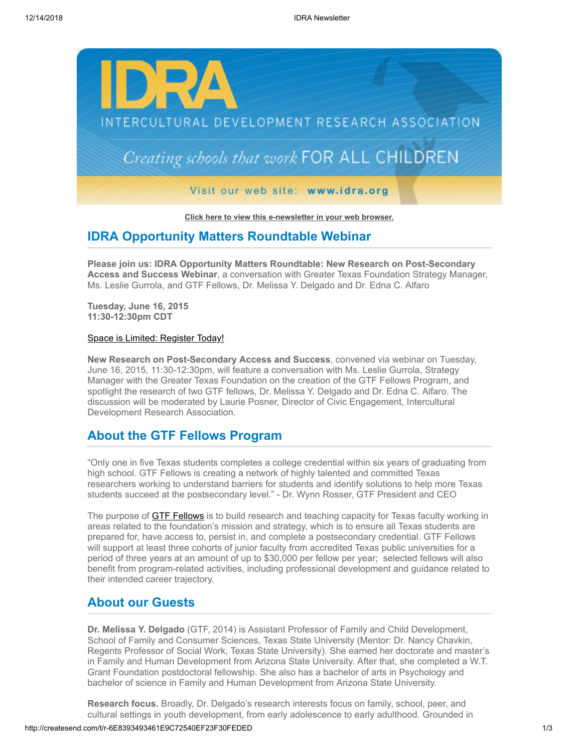Click here to view this e-newsletter in your web browser.

## IDRA Opportunity Matters Roundtable Webinar

**Please join us: IDRA Opportunity Matters Roundtable: New Research on Post-Secondary Access and Success Webinar**, a conversation with Greater Texas Foundation Strategy Manager, Ms. Leslie Gurrola, and GTF Fellows, Dr. Melissa Y. Delgado and Dr. Edna C. Alfaro

**Tuesday, June 16, 2015**
**11:30-12:30pm CDT**

Space is Limited: Register Today!

**New Research on Post-Secondary Access and Success**, convened via webinar on Tuesday, June 16, 2015, 11:30-12:30pm, will feature a conversation with Ms. Leslie Gurrola, Strategy Manager with the Greater Texas Foundation on the creation of the GTF Fellows Program, and spotlight the research of two GTF fellows, Dr. Melissa Y. Delgado and Dr. Edna C. Alfaro. The discussion will be moderated by Laurie Posner, Director of Civic Engagement, Intercultural Development Research Association.

## About the GTF Fellows Program

"Only one in five Texas students completes a college credential within six years of graduating from high school. GTF Fellows is creating a network of highly talented and committed Texas researchers working to understand barriers for students and identify solutions to help more Texas students succeed at the postsecondary level." - Dr. Wynn Rosser, GTF President and CEO

The purpose of GTF Fellows is to build research and teaching capacity for Texas faculty working in areas related to the foundation's mission and strategy, which is to ensure all Texas students are prepared for, have access to, persist in, and complete a postsecondary credential. GTF Fellows will support at least three cohorts of junior faculty from accredited Texas public universities for a period of three years at an amount of up to $30,000 per fellow per year; selected fellows will also benefit from program-related activities, including professional development and guidance related to their intended career trajectory.

## About our Guests

**Dr. Melissa Y. Delgado** (GTF, 2014) is Assistant Professor of Family and Child Development, School of Family and Consumer Sciences, Texas State University (Mentor: Dr. Nancy Chavkin, Regents Professor of Social Work, Texas State University). She earned her doctorate and master's in Family and Human Development from Arizona State University. After that, she completed a W.T. Grant Foundation postdoctoral fellowship. She also has a bachelor of arts in Psychology and bachelor of science in Family and Human Development from Arizona State University.

**Research focus.** Broadly, Dr. Delgado's research interests focus on family, school, peer, and cultural settings in youth development, from early adolescence to early adulthood. Grounded in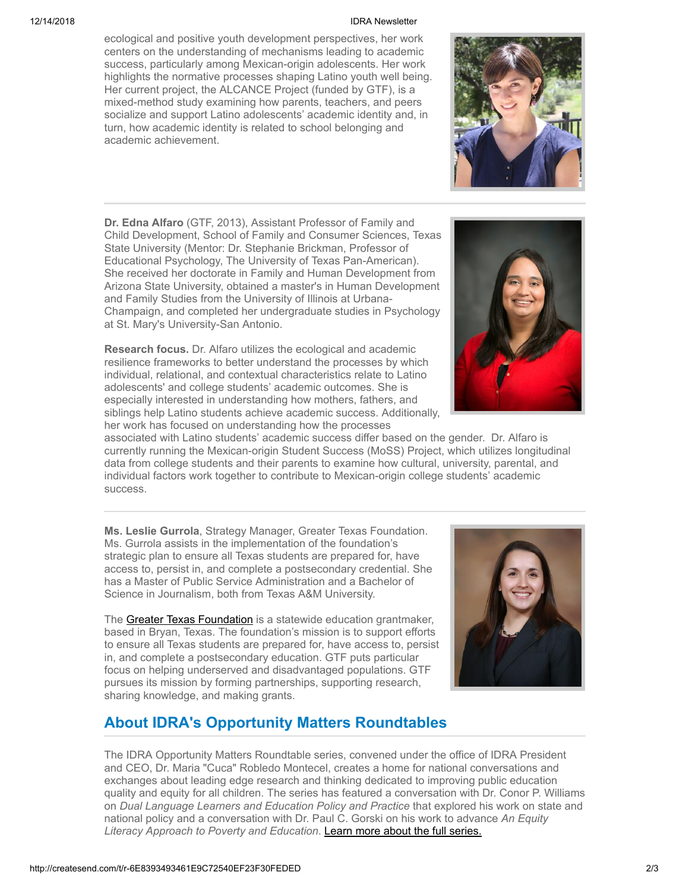ecological and positive youth development perspectives, her work centers on the understanding of mechanisms leading to academic success, particularly among Mexican-origin adolescents. Her work highlights the normative processes shaping Latino youth well being. Her current project, the ALCANCE Project (funded by GTF), is a mixed-method study examining how parents, teachers, and peers socialize and support Latino adolescents' academic identity and, in turn, how academic identity is related to school belonging and academic achievement.

---

**Dr. Edna Alfaro** (GTF, 2013), Assistant Professor of Family and Child Development, School of Family and Consumer Sciences, Texas State University (Mentor: Dr. Stephanie Brickman, Professor of Educational Psychology, The University of Texas Pan-American). She received her doctorate in Family and Human Development from Arizona State University, obtained a master's in Human Development and Family Studies from the University of Illinois at Urbana-Champaign, and completed her undergraduate studies in Psychology at St. Mary's University-San Antonio.

**Research focus.** Dr. Alfaro utilizes the ecological and academic resilience frameworks to better understand the processes by which individual, relational, and contextual characteristics relate to Latino adolescents' and college students' academic outcomes. She is especially interested in understanding how mothers, fathers, and siblings help Latino students achieve academic success. Additionally, her work has focused on understanding how the processes associated with Latino students' academic success differ based on the gender. Dr. Alfaro is currently running the Mexican-origin Student Success (MoSS) Project, which utilizes longitudinal data from college students and their parents to examine how cultural, university, parental, and individual factors work together to contribute to Mexican-origin college students' academic success.

---

**Ms. Leslie Gurrola**, Strategy Manager, Greater Texas Foundation. Ms. Gurrola assists in the implementation of the foundation's strategic plan to ensure all Texas students are prepared for, have access to, persist in, and complete a postsecondary credential. She has a Master of Public Service Administration and a Bachelor of Science in Journalism, both from Texas A&M University.

The Greater Texas Foundation is a statewide education grantmaker, based in Bryan, Texas. The foundation's mission is to support efforts to ensure all Texas students are prepared for, have access to, persist in, and complete a postsecondary education. GTF puts particular focus on helping underserved and disadvantaged populations. GTF pursues its mission by forming partnerships, supporting research, sharing knowledge, and making grants.

## About IDRA's Opportunity Matters Roundtables

The IDRA Opportunity Matters Roundtable series, convened under the office of IDRA President and CEO, Dr. Maria "Cuca" Robledo Montecel, creates a home for national conversations and exchanges about leading edge research and thinking dedicated to improving public education quality and equity for all children. The series has featured a conversation with Dr. Conor P. Williams on *Dual Language Learners and Education Policy and Practice* that explored his work on state and national policy and a conversation with Dr. Paul C. Gorski on his work to advance *An Equity Literacy Approach to Poverty and Education*. Learn more about the full series.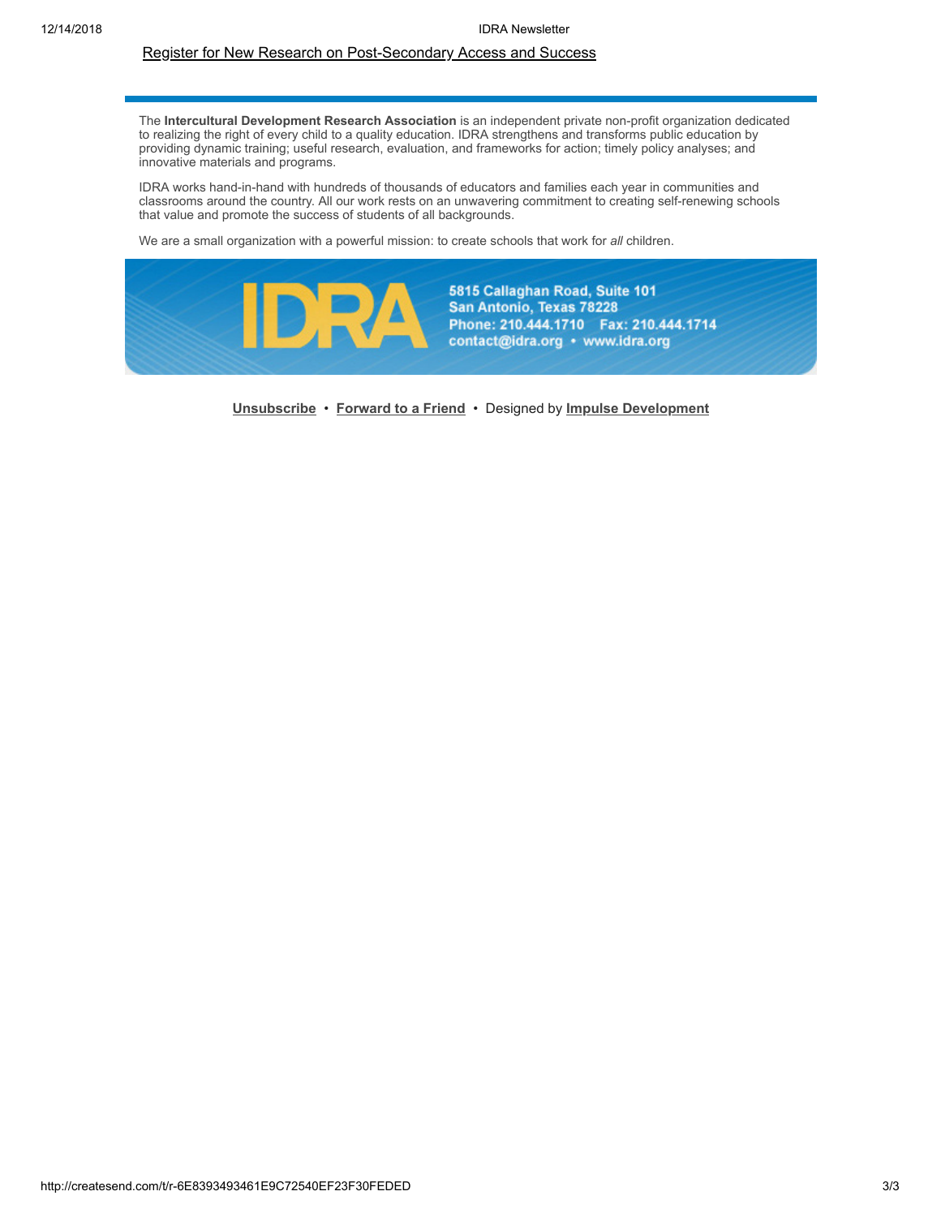Register for New Research on Post-Secondary Access and Success

The **Intercultural Development Research Association** is an independent private non-profit organization dedicated to realizing the right of every child to a quality education. IDRA strengthens and transforms public education by providing dynamic training; useful research, evaluation, and frameworks for action; timely policy analyses; and innovative materials and programs.

IDRA works hand-in-hand with hundreds of thousands of educators and families each year in communities and classrooms around the country. All our work rests on an unwavering commitment to creating self-renewing schools that value and promote the success of students of all backgrounds.

We are a small organization with a powerful mission: to create schools that work for *all* children.

IDRA

5815 Callaghan Road, Suite 101
San Antonio, Texas 78228
Phone: 210.444.1710  Fax: 210.444.1714
contact@idra.org • www.idra.org

**Unsubscribe** • **Forward to a Friend** • Designed by **Impulse Development**